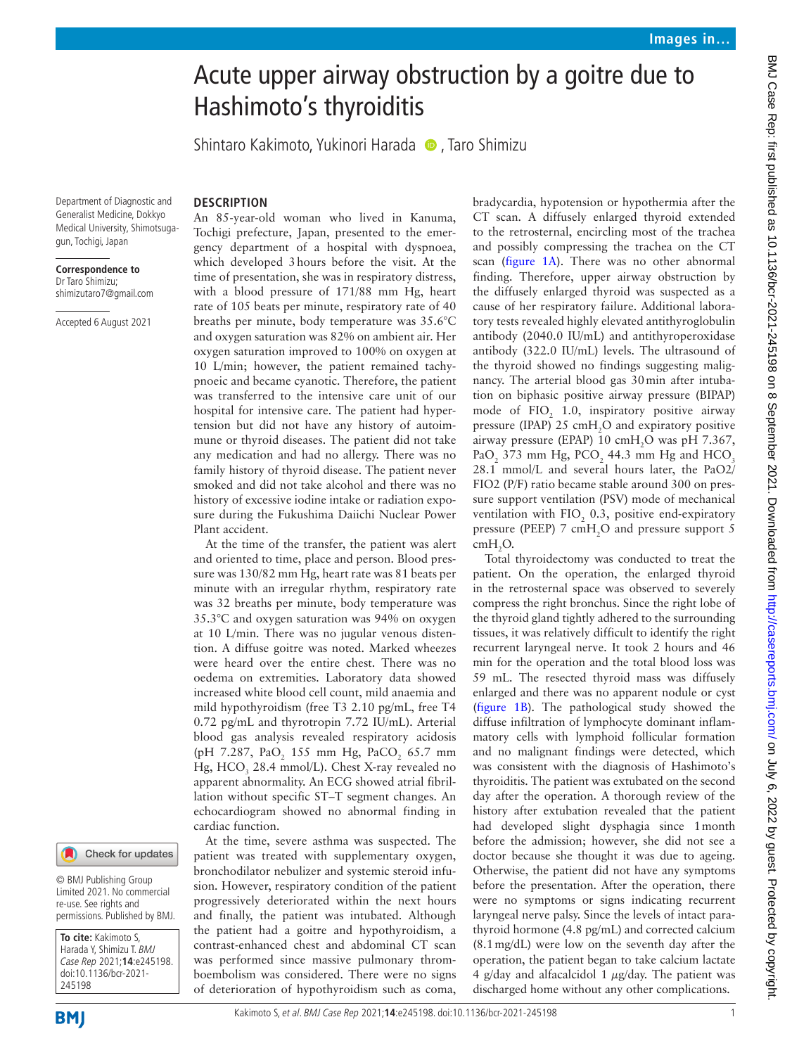# Acute upper airway obstruction by a goitre due to Hashimoto's thyroiditis

Shintaro Kakimoto, Yukinori Harada, Taro Shimizu

Department of Diagnostic and Generalist Medicine, Dokkyo Medical University, Shimotsuga-gun, Tochigi, Japan

**Correspondence to**
Dr Taro Shimizu;
shimizutaro7@gmail.com

Accepted 6 August 2021

© BMJ Publishing Group Limited 2021. No commercial re-use. See rights and permissions. Published by BMJ.

**To cite:** Kakimoto S, Harada Y, Shimizu T. *BMJ Case Rep* 2021;**14**:e245198. doi:10.1136/bcr-2021-245198

## DESCRIPTION

An 85-year-old woman who lived in Kanuma, Tochigi prefecture, Japan, presented to the emergency department of a hospital with dyspnoea, which developed 3 hours before the visit. At the time of presentation, she was in respiratory distress, with a blood pressure of 171/88 mm Hg, heart rate of 105 beats per minute, respiratory rate of 40 breaths per minute, body temperature was 35.6°C and oxygen saturation was 82% on ambient air. Her oxygen saturation improved to 100% on oxygen at 10 L/min; however, the patient remained tachypnoeic and became cyanotic. Therefore, the patient was transferred to the intensive care unit of our hospital for intensive care. The patient had hypertension but did not have any history of autoimmune or thyroid diseases. The patient did not take any medication and had no allergy. There was no family history of thyroid disease. The patient never smoked and did not take alcohol and there was no history of excessive iodine intake or radiation exposure during the Fukushima Daiichi Nuclear Power Plant accident.

At the time of the transfer, the patient was alert and oriented to time, place and person. Blood pressure was 130/82 mm Hg, heart rate was 81 beats per minute with an irregular rhythm, respiratory rate was 32 breaths per minute, body temperature was 35.3°C and oxygen saturation was 94% on oxygen at 10 L/min. There was no jugular venous distention. A diffuse goitre was noted. Marked wheezes were heard over the entire chest. There was no oedema on extremities. Laboratory data showed increased white blood cell count, mild anaemia and mild hypothyroidism (free T3 2.10 pg/mL, free T4 0.72 pg/mL and thyrotropin 7.72 IU/mL). Arterial blood gas analysis revealed respiratory acidosis (pH 7.287, $PaO_2$ 155 mm Hg, $PaCO_2$ 65.7 mm Hg, $HCO_3$ 28.4 mmol/L). Chest X-ray revealed no apparent abnormality. An ECG showed atrial fibrillation without specific ST–T segment changes. An echocardiogram showed no abnormal finding in cardiac function.

At the time, severe asthma was suspected. The patient was treated with supplementary oxygen, bronchodilator nebulizer and systemic steroid infusion. However, respiratory condition of the patient progressively deteriorated within the next hours and finally, the patient was intubated. Although the patient had a goitre and hypothyroidism, a contrast-enhanced chest and abdominal CT scan was performed since massive pulmonary thromboembolism was considered. There were no signs of deterioration of hypothyroidism such as coma, bradycardia, hypotension or hypothermia after the CT scan. A diffusely enlarged thyroid extended to the retrosternal, encircling most of the trachea and possibly compressing the trachea on the CT scan (figure 1A). There was no other abnormal finding. Therefore, upper airway obstruction by the diffusely enlarged thyroid was suspected as a cause of her respiratory failure. Additional laboratory tests revealed highly elevated antithyroglobulin antibody (2040.0 IU/mL) and antithyroperoxidase antibody (322.0 IU/mL) levels. The ultrasound of the thyroid showed no findings suggesting malignancy. The arterial blood gas 30 min after intubation on biphasic positive airway pressure (BIPAP) mode of $FIO_2$ 1.0, inspiratory positive airway pressure (IPAP) 25 $cmH_2O$ and expiratory positive airway pressure (EPAP) 10 $cmH_2O$ was pH 7.367, $PaO_2$ 373 mm Hg, $PCO_2$ 44.3 mm Hg and $HCO_3$ 28.1 mmol/L and several hours later, the PaO2/FIO2 (P/F) ratio became stable around 300 on pressure support ventilation (PSV) mode of mechanical ventilation with $FIO_2$ 0.3, positive end-expiratory pressure (PEEP) 7 $cmH_2O$ and pressure support 5 $cmH_2O$.

Total thyroidectomy was conducted to treat the patient. On the operation, the enlarged thyroid in the retrosternal space was observed to severely compress the right bronchus. Since the right lobe of the thyroid gland tightly adhered to the surrounding tissues, it was relatively difficult to identify the right recurrent laryngeal nerve. It took 2 hours and 46 min for the operation and the total blood loss was 59 mL. The resected thyroid mass was diffusely enlarged and there was no apparent nodule or cyst (figure 1B). The pathological study showed the diffuse infiltration of lymphocyte dominant inflammatory cells with lymphoid follicular formation and no malignant findings were detected, which was consistent with the diagnosis of Hashimoto's thyroiditis. The patient was extubated on the second day after the operation. A thorough review of the history after extubation revealed that the patient had developed slight dysphagia since 1 month before the admission; however, she did not see a doctor because she thought it was due to ageing. Otherwise, the patient did not have any symptoms before the presentation. After the operation, there were no symptoms or signs indicating recurrent laryngeal nerve palsy. Since the levels of intact parathyroid hormone (4.8 pg/mL) and corrected calcium (8.1 mg/dL) were low on the seventh day after the operation, the patient began to take calcium lactate 4 g/day and alfacalcidol 1 µg/day. The patient was discharged home without any other complications.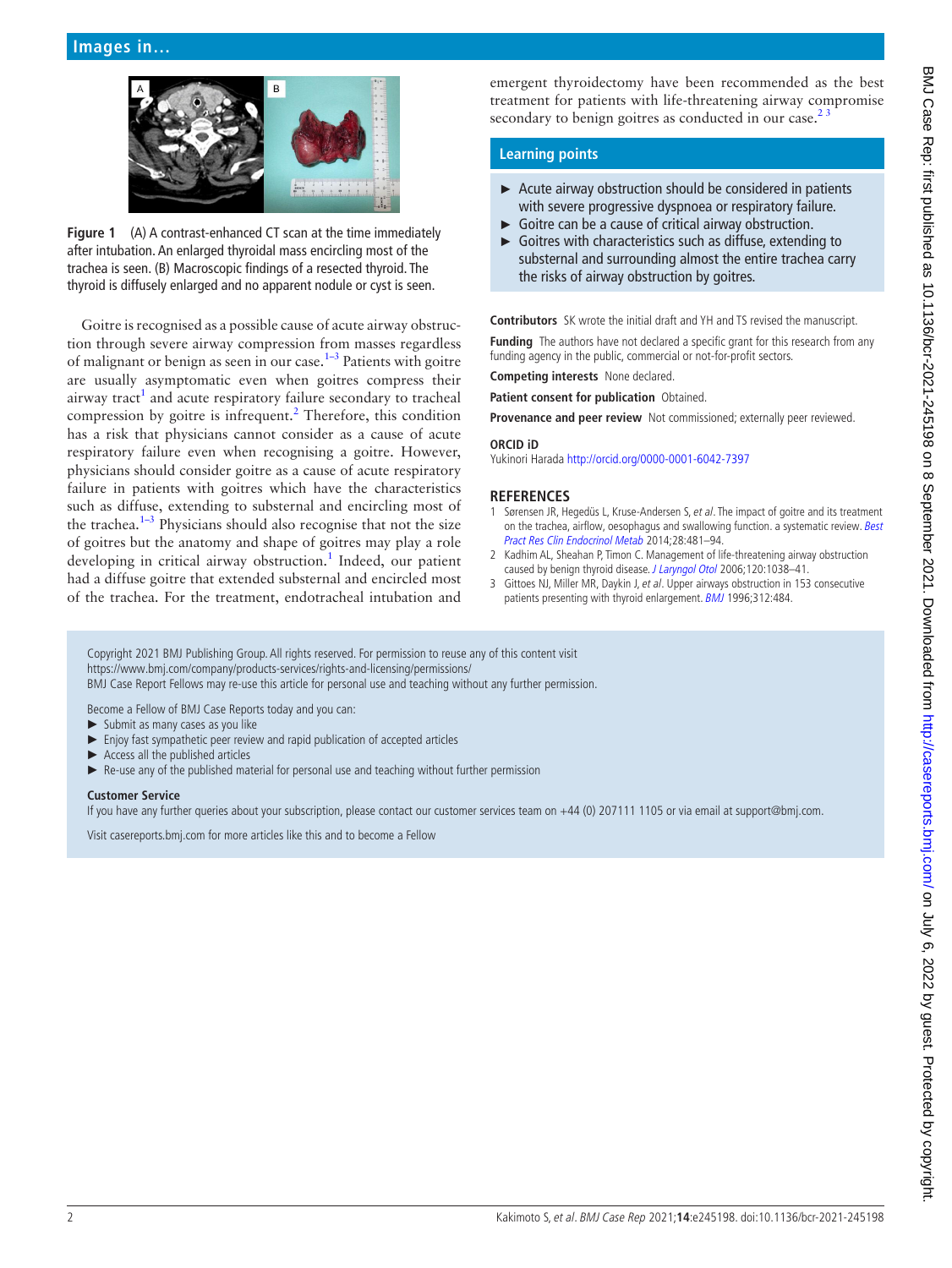Figure 1 (A) A contrast-enhanced CT scan at the time immediately after intubation. An enlarged thyroidal mass encircling most of the trachea is seen. (B) Macroscopic findings of a resected thyroid. The thyroid is diffusely enlarged and no apparent nodule or cyst is seen.

Goitre is recognised as a possible cause of acute airway obstruction through severe airway compression from masses regardless of malignant or benign as seen in our case.[1–3] Patients with goitre are usually asymptomatic even when goitres compress their airway tract[1] and acute respiratory failure secondary to tracheal compression by goitre is infrequent.[2] Therefore, this condition has a risk that physicians cannot consider as a cause of acute respiratory failure even when recognising a goitre. However, physicians should consider goitre as a cause of acute respiratory failure in patients with goitres which have the characteristics such as diffuse, extending to substernal and encircling most of the trachea.[1–3] Physicians should also recognise that not the size of goitres but the anatomy and shape of goitres may play a role developing in critical airway obstruction.[1] Indeed, our patient had a diffuse goitre that extended substernal and encircled most of the trachea. For the treatment, endotracheal intubation and emergent thyroidectomy have been recommended as the best treatment for patients with life-threatening airway compromise secondary to benign goitres as conducted in our case.[2 3]

## Learning points

- Acute airway obstruction should be considered in patients with severe progressive dyspnoea or respiratory failure.
- Goitre can be a cause of critical airway obstruction.
- Goitres with characteristics such as diffuse, extending to substernal and surrounding almost the entire trachea carry the risks of airway obstruction by goitres.

**Contributors** SK wrote the initial draft and YH and TS revised the manuscript.

**Funding** The authors have not declared a specific grant for this research from any funding agency in the public, commercial or not-for-profit sectors.

**Competing interests** None declared.

**Patient consent for publication** Obtained.

**Provenance and peer review** Not commissioned; externally peer reviewed.

**ORCID iD**

Yukinori Harada http://orcid.org/0000-0001-6042-7397

## REFERENCES

1. Sørensen JR, Hegedüs L, Kruse-Andersen S, *et al*. The impact of goitre and its treatment on the trachea, airflow, oesophagus and swallowing function. a systematic review. *Best Pract Res Clin Endocrinol Metab* 2014;28:481–94.
2. Kadhim AL, Sheahan P, Timon C. Management of life-threatening airway obstruction caused by benign thyroid disease. *J Laryngol Otol* 2006;120:1038–41.
3. Gittoes NJ, Miller MR, Daykin J, *et al*. Upper airways obstruction in 153 consecutive patients presenting with thyroid enlargement. *BMJ* 1996;312:484.

Copyright 2021 BMJ Publishing Group. All rights reserved. For permission to reuse any of this content visit https://www.bmj.com/company/products-services/rights-and-licensing/permissions/
BMJ Case Report Fellows may re-use this article for personal use and teaching without any further permission.

Become a Fellow of BMJ Case Reports today and you can:
- Submit as many cases as you like
- Enjoy fast sympathetic peer review and rapid publication of accepted articles
- Access all the published articles
- Re-use any of the published material for personal use and teaching without further permission

**Customer Service**

If you have any further queries about your subscription, please contact our customer services team on +44 (0) 207111 1105 or via email at support@bmj.com.

Visit casereports.bmj.com for more articles like this and to become a Fellow